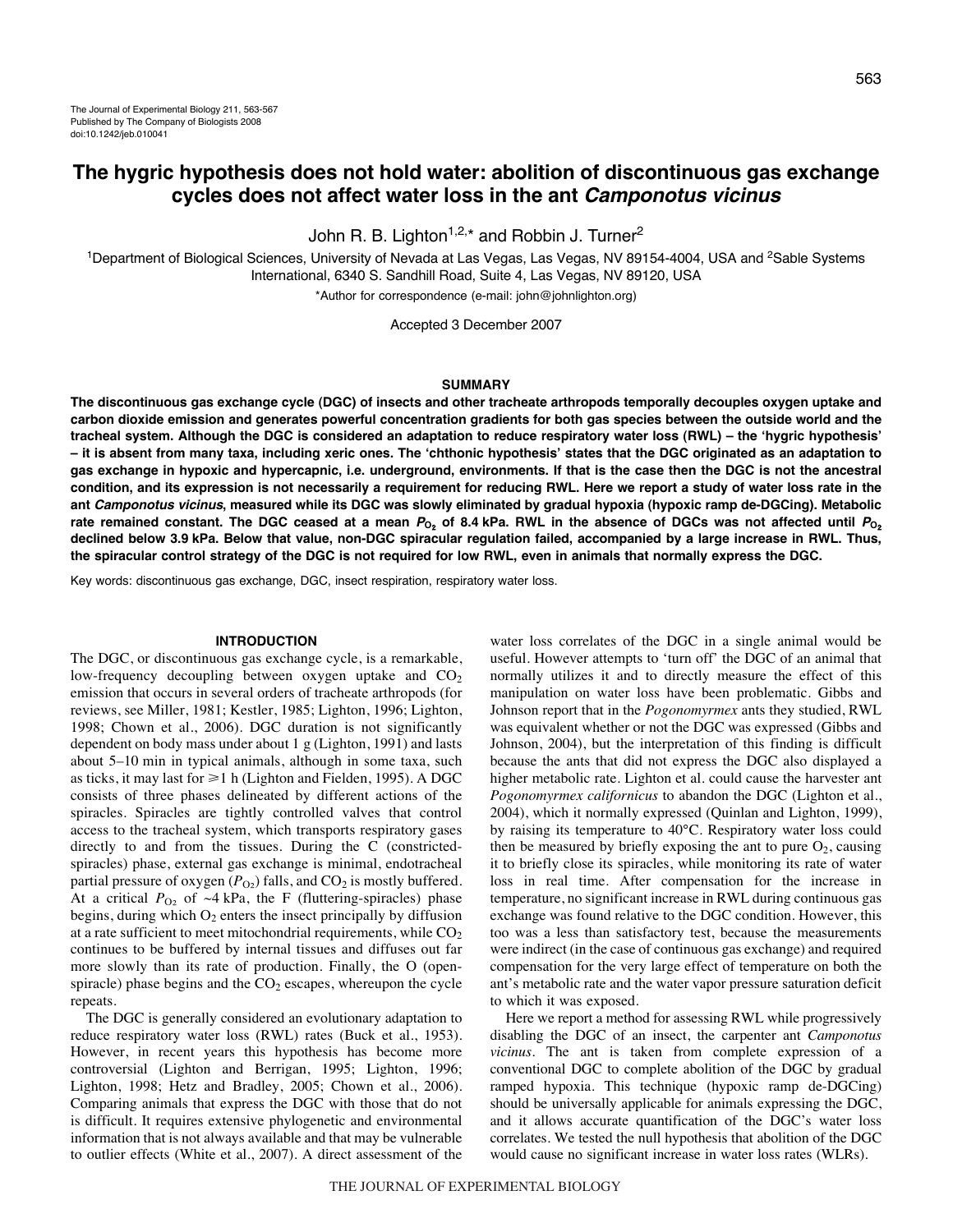# The hygric hypothesis does not hold water: abolition of discontinuous gas exchange cycles does not affect water loss in the ant *Camponotus vicinus*

John R. B. Lighton[1,2,*] and Robbin J. Turner[2]

[1]Department of Biological Sciences, University of Nevada at Las Vegas, Las Vegas, NV 89154-4004, USA and [2]Sable Systems International, 6340 S. Sandhill Road, Suite 4, Las Vegas, NV 89120, USA

*Author for correspondence (e-mail: john@johnlighton.org)

Accepted 3 December 2007

## SUMMARY

**The discontinuous gas exchange cycle (DGC) of insects and other tracheate arthropods temporally decouples oxygen uptake and carbon dioxide emission and generates powerful concentration gradients for both gas species between the outside world and the tracheal system. Although the DGC is considered an adaptation to reduce respiratory water loss (RWL) – the 'hygric hypothesis' – it is absent from many taxa, including xeric ones. The 'chthonic hypothesis' states that the DGC originated as an adaptation to gas exchange in hypoxic and hypercapnic, i.e. underground, environments. If that is the case then the DGC is not the ancestral condition, and its expression is not necessarily a requirement for reducing RWL. Here we report a study of water loss rate in the ant *Camponotus vicinus*, measured while its DGC was slowly eliminated by gradual hypoxia (hypoxic ramp de-DGCing). Metabolic rate remained constant. The DGC ceased at a mean $P_{O_2}$ of 8.4 kPa. RWL in the absence of DGCs was not affected until $P_{O_2}$ declined below 3.9 kPa. Below that value, non-DGC spiracular regulation failed, accompanied by a large increase in RWL. Thus, the spiracular control strategy of the DGC is not required for low RWL, even in animals that normally express the DGC.**

Key words: discontinuous gas exchange, DGC, insect respiration, respiratory water loss.

## INTRODUCTION

The DGC, or discontinuous gas exchange cycle, is a remarkable, low-frequency decoupling between oxygen uptake and $CO_2$ emission that occurs in several orders of tracheate arthropods (for reviews, see Miller, 1981; Kestler, 1985; Lighton, 1996; Lighton, 1998; Chown et al., 2006). DGC duration is not significantly dependent on body mass under about 1 g (Lighton, 1991) and lasts about 5–10 min in typical animals, although in some taxa, such as ticks, it may last for ≥1 h (Lighton and Fielden, 1995). A DGC consists of three phases delineated by different actions of the spiracles. Spiracles are tightly controlled valves that control access to the tracheal system, which transports respiratory gases directly to and from the tissues. During the C (constricted-spiracles) phase, external gas exchange is minimal, endotracheal partial pressure of oxygen ($P_{O_2}$) falls, and $CO_2$ is mostly buffered. At a critical $P_{O_2}$ of ~4 kPa, the F (fluttering-spiracles) phase begins, during which $O_2$ enters the insect principally by diffusion at a rate sufficient to meet mitochondrial requirements, while $CO_2$ continues to be buffered by internal tissues and diffuses out far more slowly than its rate of production. Finally, the O (open-spiracle) phase begins and the $CO_2$ escapes, whereupon the cycle repeats.

The DGC is generally considered an evolutionary adaptation to reduce respiratory water loss (RWL) rates (Buck et al., 1953). However, in recent years this hypothesis has become more controversial (Lighton and Berrigan, 1995; Lighton, 1996; Lighton, 1998; Hetz and Bradley, 2005; Chown et al., 2006). Comparing animals that express the DGC with those that do not is difficult. It requires extensive phylogenetic and environmental information that is not always available and that may be vulnerable to outlier effects (White et al., 2007). A direct assessment of the water loss correlates of the DGC in a single animal would be useful. However attempts to 'turn off' the DGC of an animal that normally utilizes it and to directly measure the effect of this manipulation on water loss have been problematic. Gibbs and Johnson report that in the *Pogonomyrmex* ants they studied, RWL was equivalent whether or not the DGC was expressed (Gibbs and Johnson, 2004), but the interpretation of this finding is difficult because the ants that did not express the DGC also displayed a higher metabolic rate. Lighton et al. could cause the harvester ant *Pogonomyrmex californicus* to abandon the DGC (Lighton et al., 2004), which it normally expressed (Quinlan and Lighton, 1999), by raising its temperature to 40°C. Respiratory water loss could then be measured by briefly exposing the ant to pure $O_2$, causing it to briefly close its spiracles, while monitoring its rate of water loss in real time. After compensation for the increase in temperature, no significant increase in RWL during continuous gas exchange was found relative to the DGC condition. However, this too was a less than satisfactory test, because the measurements were indirect (in the case of continuous gas exchange) and required compensation for the very large effect of temperature on both the ant's metabolic rate and the water vapor pressure saturation deficit to which it was exposed.

Here we report a method for assessing RWL while progressively disabling the DGC of an insect, the carpenter ant *Camponotus vicinus*. The ant is taken from complete expression of a conventional DGC to complete abolition of the DGC by gradual ramped hypoxia. This technique (hypoxic ramp de-DGCing) should be universally applicable for animals expressing the DGC, and it allows accurate quantification of the DGC's water loss correlates. We tested the null hypothesis that abolition of the DGC would cause no significant increase in water loss rates (WLRs).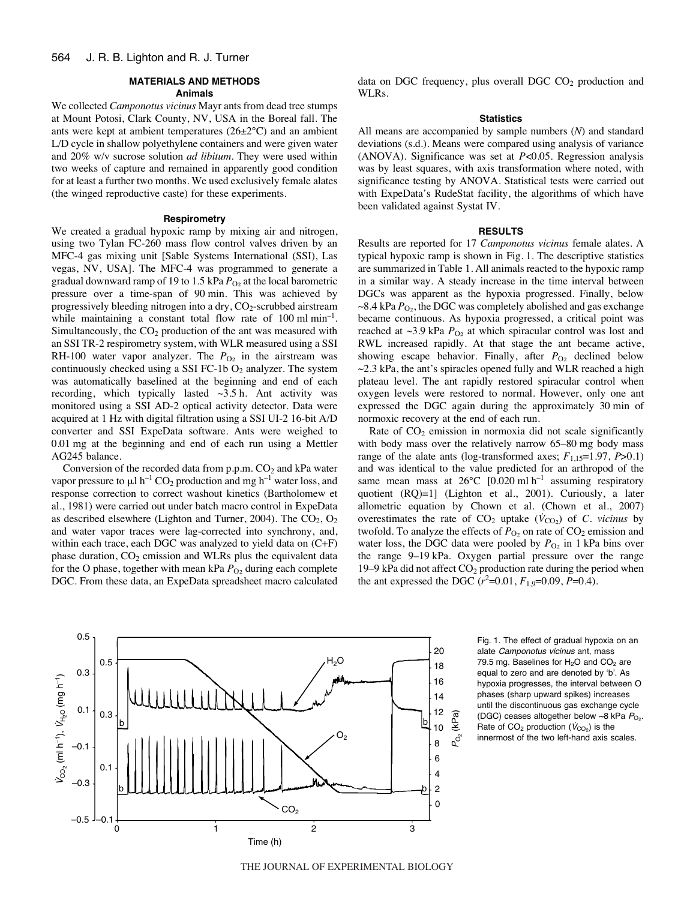## MATERIALS AND METHODS

### Animals

We collected *Camponotus vicinus* Mayr ants from dead tree stumps at Mount Potosi, Clark County, NV, USA in the Boreal fall. The ants were kept at ambient temperatures (26±2°C) and an ambient L/D cycle in shallow polyethylene containers and were given water and 20% w/v sucrose solution *ad libitum*. They were used within two weeks of capture and remained in apparently good condition for at least a further two months. We used exclusively female alates (the winged reproductive caste) for these experiments.

### Respirometry

We created a gradual hypoxic ramp by mixing air and nitrogen, using two Tylan FC-260 mass flow control valves driven by an MFC-4 gas mixing unit [Sable Systems International (SSI), Las vegas, NV, USA]. The MFC-4 was programmed to generate a gradual downward ramp of 19 to 1.5 kPa $P_{O_2}$ at the local barometric pressure over a time-span of 90 min. This was achieved by progressively bleeding nitrogen into a dry, $CO_2$-scrubbed airstream while maintaining a constant total flow rate of 100 ml min$^{-1}$. Simultaneously, the $CO_2$ production of the ant was measured with an SSI TR-2 respirometry system, with WLR measured using a SSI RH-100 water vapor analyzer. The $P_{O_2}$ in the airstream was continuously checked using a SSI FC-1b $O_2$ analyzer. The system was automatically baselined at the beginning and end of each recording, which typically lasted ~3.5 h. Ant activity was monitored using a SSI AD-2 optical activity detector. Data were acquired at 1 Hz with digital filtration using a SSI UI-2 16-bit A/D converter and SSI ExpeData software. Ants were weighed to 0.01 mg at the beginning and end of each run using a Mettler AG245 balance.

Conversion of the recorded data from p.p.m. $CO_2$ and kPa water vapor pressure to μl h$^{-1}$ $CO_2$ production and mg h$^{-1}$ water loss, and response correction to correct washout kinetics (Bartholomew et al., 1981) were carried out under batch macro control in ExpeData as described elsewhere (Lighton and Turner, 2004). The $CO_2$, $O_2$ and water vapor traces were lag-corrected into synchrony, and, within each trace, each DGC was analyzed to yield data on (C+F) phase duration, $CO_2$ emission and WLRs plus the equivalent data for the O phase, together with mean kPa $P_{O_2}$ during each complete DGC. From these data, an ExpeData spreadsheet macro calculated data on DGC frequency, plus overall DGC $CO_2$ production and WLRs.

### Statistics

All means are accompanied by sample numbers (*N*) and standard deviations (s.d.). Means were compared using analysis of variance (ANOVA). Significance was set at $P<0.05$. Regression analysis was by least squares, with axis transformation where noted, with significance testing by ANOVA. Statistical tests were carried out with ExpeData's RudeStat facility, the algorithms of which have been validated against Systat IV.

## RESULTS

Results are reported for 17 *Camponotus vicinus* female alates. A typical hypoxic ramp is shown in Fig. 1. The descriptive statistics are summarized in Table 1. All animals reacted to the hypoxic ramp in a similar way. A steady increase in the time interval between DGCs was apparent as the hypoxia progressed. Finally, below ~8.4 kPa $P_{O_2}$, the DGC was completely abolished and gas exchange became continuous. As hypoxia progressed, a critical point was reached at ~3.9 kPa $P_{O_2}$ at which spiracular control was lost and RWL increased rapidly. At that stage the ant became active, showing escape behavior. Finally, after $P_{O_2}$ declined below ~2.3 kPa, the ant's spiracles opened fully and WLR reached a high plateau level. The ant rapidly restored spiracular control when oxygen levels were restored to normal. However, only one ant expressed the DGC again during the approximately 30 min of normoxic recovery at the end of each run.

Rate of $CO_2$ emission in normoxia did not scale significantly with body mass over the relatively narrow 65–80 mg body mass range of the alate ants (log-transformed axes; $F_{1,15}=1.97$, $P>0.1$) and was identical to the value predicted for an arthropod of the same mean mass at 26°C [0.020 ml h$^{-1}$ assuming respiratory quotient (RQ)=1] (Lighton et al., 2001). Curiously, a later allometric equation by Chown et al. (Chown et al., 2007) overestimates the rate of $CO_2$ uptake ($\dot{V}_{CO_2}$) of *C. vicinus* by twofold. To analyze the effects of $P_{O_2}$ on rate of $CO_2$ emission and water loss, the DGC data were pooled by $P_{O_2}$ in 1 kPa bins over the range 9–19 kPa. Oxygen partial pressure over the range 19–9 kPa did not affect $CO_2$ production rate during the period when the ant expressed the DGC ($r^2=0.01$, $F_{1,9}=0.09$, $P=0.4$).

Fig. 1. The effect of gradual hypoxia on an alate *Camponotus vicinus* ant, mass 79.5 mg. Baselines for $H_2O$ and $CO_2$ are equal to zero and are denoted by 'b'. As hypoxia progresses, the interval between O phases (sharp upward spikes) increases until the discontinuous gas exchange cycle (DGC) ceases altogether below ~8 kPa $P_{O_2}$. Rate of $CO_2$ production ($\dot{V}_{CO_2}$) is the innermost of the two left-hand axis scales.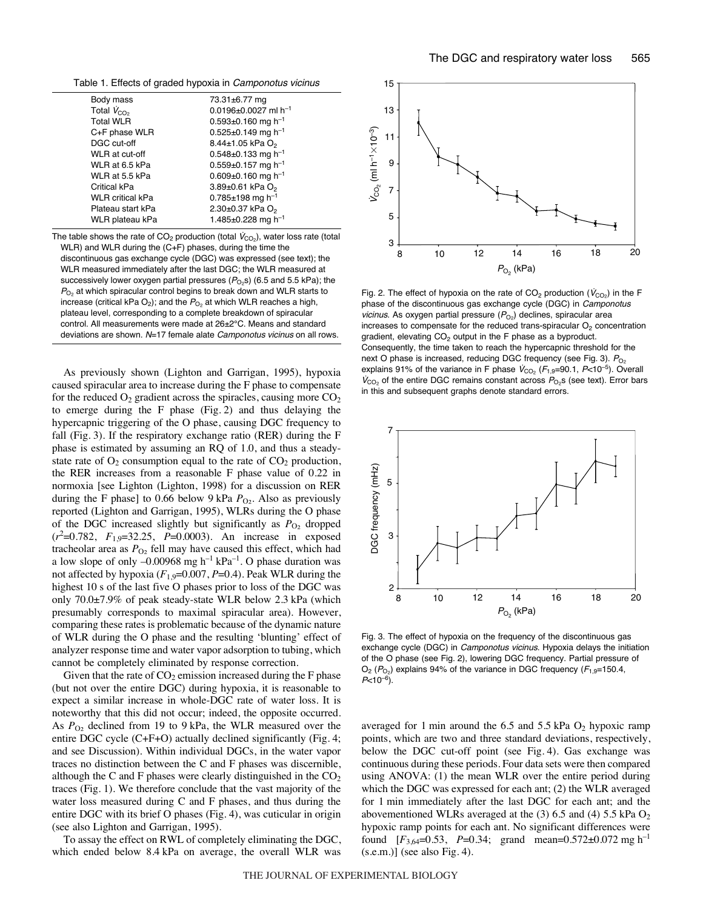Table 1. Effects of graded hypoxia in *Camponotus vicinus*

| | |
|---|---|
| Body mass | 73.31±6.77 mg |
| Total $\dot{V}_{CO_2}$ | 0.0196±0.0027 ml h$^{-1}$ |
| Total WLR | 0.593±0.160 mg h$^{-1}$ |
| C+F phase WLR | 0.525±0.149 mg h$^{-1}$ |
| DGC cut-off | 8.44±1.05 kPa $O_2$ |
| WLR at cut-off | 0.548±0.133 mg h$^{-1}$ |
| WLR at 6.5 kPa | 0.559±0.157 mg h$^{-1}$ |
| WLR at 5.5 kPa | 0.609±0.160 mg h$^{-1}$ |
| Critical kPa | 3.89±0.61 kPa $O_2$ |
| WLR critical kPa | 0.785±198 mg h$^{-1}$ |
| Plateau start kPa | 2.30±0.37 kPa $O_2$ |
| WLR plateau kPa | 1.485±0.228 mg h$^{-1}$ |

The table shows the rate of $CO_2$ production (total $\dot{V}_{CO_2}$), water loss rate (total WLR) and WLR during the (C+F) phases, during the time the discontinuous gas exchange cycle (DGC) was expressed (see text); the WLR measured immediately after the last DGC; the WLR measured at successively lower oxygen partial pressures ($P_{O_2}$s) (6.5 and 5.5 kPa); the $P_{O_2}$ at which spiracular control begins to break down and WLR starts to increase (critical kPa $O_2$); and the $P_{O_2}$ at which WLR reaches a high, plateau level, corresponding to a complete breakdown of spiracular control. All measurements were made at 26±2°C. Means and standard deviations are shown. $N$=17 female alate *Camponotus vicinus* on all rows.

As previously shown (Lighton and Garrigan, 1995), hypoxia caused spiracular area to increase during the F phase to compensate for the reduced $O_2$ gradient across the spiracles, causing more $CO_2$ to emerge during the F phase (Fig. 2) and thus delaying the hypercapnic triggering of the O phase, causing DGC frequency to fall (Fig. 3). If the respiratory exchange ratio (RER) during the F phase is estimated by assuming an RQ of 1.0, and thus a steady-state rate of $O_2$ consumption equal to the rate of $CO_2$ production, the RER increases from a reasonable F phase value of 0.22 in normoxia [see Lighton (Lighton, 1998) for a discussion on RER during the F phase] to 0.66 below 9 kPa $P_{O_2}$. Also as previously reported (Lighton and Garrigan, 1995), WLRs during the O phase of the DGC increased slightly but significantly as $P_{O_2}$ dropped ($r^2$=0.782, $F_{1,9}$=32.25, $P$=0.0003). An increase in exposed tracheolar area as $P_{O_2}$ fell may have caused this effect, which had a low slope of only –0.00968 mg h$^{-1}$ kPa$^{-1}$. O phase duration was not affected by hypoxia ($F_{1,9}$=0.007, $P$=0.4). Peak WLR during the highest 10 s of the last five O phases prior to loss of the DGC was only 70.0±7.9% of peak steady-state WLR below 2.3 kPa (which presumably corresponds to maximal spiracular area). However, comparing these rates is problematic because of the dynamic nature of WLR during the O phase and the resulting 'blunting' effect of analyzer response time and water vapor adsorption to tubing, which cannot be completely eliminated by response correction.

Given that the rate of $CO_2$ emission increased during the F phase (but not over the entire DGC) during hypoxia, it is reasonable to expect a similar increase in whole-DGC rate of water loss. It is noteworthy that this did not occur; indeed, the opposite occurred. As $P_{O_2}$ declined from 19 to 9 kPa, the WLR measured over the entire DGC cycle (C+F+O) actually declined significantly (Fig. 4; and see Discussion). Within individual DGCs, in the water vapor traces no distinction between the C and F phases was discernible, although the C and F phases were clearly distinguished in the $CO_2$ traces (Fig. 1). We therefore conclude that the vast majority of the water loss measured during C and F phases, and thus during the entire DGC with its brief O phases (Fig. 4), was cuticular in origin (see also Lighton and Garrigan, 1995).

To assay the effect on RWL of completely eliminating the DGC, which ended below 8.4 kPa on average, the overall WLR was averaged for 1 min around the 6.5 and 5.5 kPa $O_2$ hypoxic ramp points, which are two and three standard deviations, respectively, below the DGC cut-off point (see Fig. 4). Gas exchange was continuous during these periods. Four data sets were then compared using ANOVA: (1) the mean WLR over the entire period during which the DGC was expressed for each ant; (2) the WLR averaged for 1 min immediately after the last DGC for each ant; and the abovementioned WLRs averaged at the (3) 6.5 and (4) 5.5 kPa $O_2$ hypoxic ramp points for each ant. No significant differences were found [$F_{3,64}$=0.53, $P$=0.34; grand mean=0.572±0.072 mg h$^{-1}$ (s.e.m.)] (see also Fig. 4).

Fig. 2. The effect of hypoxia on the rate of $CO_2$ production ($\dot{V}_{CO_2}$) in the F phase of the discontinuous gas exchange cycle (DGC) in *Camponotus vicinus*. As oxygen partial pressure ($P_{O_2}$) declines, spiracular area increases to compensate for the reduced trans-spiracular $O_2$ concentration gradient, elevating $CO_2$ output in the F phase as a byproduct. Consequently, the time taken to reach the hypercapnic threshold for the next O phase is increased, reducing DGC frequency (see Fig. 3). $P_{O_2}$ explains 91% of the variance in F phase $\dot{V}_{CO_2}$ ($F_{1,9}$=90.1, $P$<10$^{-5}$). Overall $\dot{V}_{CO_2}$ of the entire DGC remains constant across $P_{O_2}$s (see text). Error bars in this and subsequent graphs denote standard errors.

Fig. 3. The effect of hypoxia on the frequency of the discontinuous gas exchange cycle (DGC) in *Camponotus vicinus*. Hypoxia delays the initiation of the O phase (see Fig. 2), lowering DGC frequency. Partial pressure of $O_2$ ($P_{O_2}$) explains 94% of the variance in DGC frequency ($F_{1,9}$=150.4, $P$<10$^{-6}$).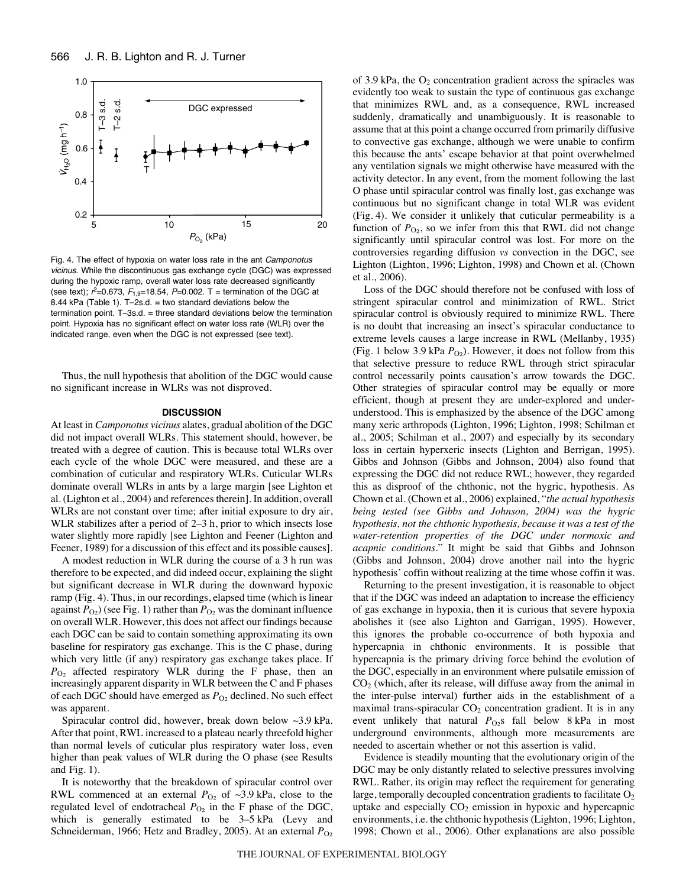Fig. 4. The effect of hypoxia on water loss rate in the ant *Camponotus vicinus*. While the discontinuous gas exchange cycle (DGC) was expressed during the hypoxic ramp, overall water loss rate decreased significantly (see text); $r^2$=0.673, $F_{1,9}$=18.54, $P$=0.002. T = termination of the DGC at 8.44 kPa (Table 1). T–2s.d. = two standard deviations below the termination point. T–3s.d. = three standard deviations below the termination point. Hypoxia has no significant effect on water loss rate (WLR) over the indicated range, even when the DGC is not expressed (see text).

Thus, the null hypothesis that abolition of the DGC would cause no significant increase in WLRs was not disproved.

## DISCUSSION

At least in *Camponotus vicinus* alates, gradual abolition of the DGC did not impact overall WLRs. This statement should, however, be treated with a degree of caution. This is because total WLRs over each cycle of the whole DGC were measured, and these are a combination of cuticular and respiratory WLRs. Cuticular WLRs dominate overall WLRs in ants by a large margin [see Lighton et al. (Lighton et al., 2004) and references therein]. In addition, overall WLRs are not constant over time; after initial exposure to dry air, WLR stabilizes after a period of 2–3 h, prior to which insects lose water slightly more rapidly [see Lighton and Feener (Lighton and Feener, 1989) for a discussion of this effect and its possible causes].

A modest reduction in WLR during the course of a 3 h run was therefore to be expected, and did indeed occur, explaining the slight but significant decrease in WLR during the downward hypoxic ramp (Fig. 4). Thus, in our recordings, elapsed time (which is linear against $P_{O_2}$) (see Fig. 1) rather than $P_{O_2}$ was the dominant influence on overall WLR. However, this does not affect our findings because each DGC can be said to contain something approximating its own baseline for respiratory gas exchange. This is the C phase, during which very little (if any) respiratory gas exchange takes place. If $P_{O_2}$ affected respiratory WLR during the F phase, then an increasingly apparent disparity in WLR between the C and F phases of each DGC should have emerged as $P_{O_2}$ declined. No such effect was apparent.

Spiracular control did, however, break down below ~3.9 kPa. After that point, RWL increased to a plateau nearly threefold higher than normal levels of cuticular plus respiratory water loss, even higher than peak values of WLR during the O phase (see Results and Fig. 1).

It is noteworthy that the breakdown of spiracular control over RWL commenced at an external $P_{O_2}$ of ~3.9 kPa, close to the regulated level of endotracheal $P_{O_2}$ in the F phase of the DGC, which is generally estimated to be 3–5 kPa (Levy and Schneiderman, 1966; Hetz and Bradley, 2005). At an external $P_{O_2}$ of 3.9 kPa, the $O_2$ concentration gradient across the spiracles was evidently too weak to sustain the type of continuous gas exchange that minimizes RWL and, as a consequence, RWL increased suddenly, dramatically and unambiguously. It is reasonable to assume that at this point a change occurred from primarily diffusive to convective gas exchange, although we were unable to confirm this because the ants' escape behavior at that point overwhelmed any ventilation signals we might otherwise have measured with the activity detector. In any event, from the moment following the last O phase until spiracular control was finally lost, gas exchange was continuous but no significant change in total WLR was evident (Fig. 4). We consider it unlikely that cuticular permeability is a function of $P_{O_2}$, so we infer from this that RWL did not change significantly until spiracular control was lost. For more on the controversies regarding diffusion *vs* convection in the DGC, see Lighton (Lighton, 1996; Lighton, 1998) and Chown et al. (Chown et al., 2006).

Loss of the DGC should therefore not be confused with loss of stringent spiracular control and minimization of RWL. Strict spiracular control is obviously required to minimize RWL. There is no doubt that increasing an insect's spiracular conductance to extreme levels causes a large increase in RWL (Mellanby, 1935) (Fig. 1 below 3.9 kPa $P_{O_2}$). However, it does not follow from this that selective pressure to reduce RWL through strict spiracular control necessarily points causation's arrow towards the DGC. Other strategies of spiracular control may be equally or more efficient, though at present they are under-explored and under-understood. This is emphasized by the absence of the DGC among many xeric arthropods (Lighton, 1996; Lighton, 1998; Schilman et al., 2005; Schilman et al., 2007) and especially by its secondary loss in certain hyperxeric insects (Lighton and Berrigan, 1995). Gibbs and Johnson (Gibbs and Johnson, 2004) also found that expressing the DGC did not reduce RWL; however, they regarded this as disproof of the chthonic, not the hygric, hypothesis. As Chown et al. (Chown et al., 2006) explained, "*the actual hypothesis being tested (see Gibbs and Johnson, 2004) was the hygric hypothesis, not the chthonic hypothesis, because it was a test of the water-retention properties of the DGC under normoxic and acapnic conditions*." It might be said that Gibbs and Johnson (Gibbs and Johnson, 2004) drove another nail into the hygric hypothesis' coffin without realizing at the time whose coffin it was.

Returning to the present investigation, it is reasonable to object that if the DGC was indeed an adaptation to increase the efficiency of gas exchange in hypoxia, then it is curious that severe hypoxia abolishes it (see also Lighton and Garrigan, 1995). However, this ignores the probable co-occurrence of both hypoxia and hypercapnia in chthonic environments. It is possible that hypercapnia is the primary driving force behind the evolution of the DGC, especially in an environment where pulsatile emission of $CO_2$ (which, after its release, will diffuse away from the animal in the inter-pulse interval) further aids in the establishment of a maximal trans-spiracular $CO_2$ concentration gradient. It is in any event unlikely that natural $P_{O_2}$s fall below 8 kPa in most underground environments, although more measurements are needed to ascertain whether or not this assertion is valid.

Evidence is steadily mounting that the evolutionary origin of the DGC may be only distantly related to selective pressures involving RWL. Rather, its origin may reflect the requirement for generating large, temporally decoupled concentration gradients to facilitate $O_2$ uptake and especially $CO_2$ emission in hypoxic and hypercapnic environments, i.e. the chthonic hypothesis (Lighton, 1996; Lighton, 1998; Chown et al., 2006). Other explanations are also possible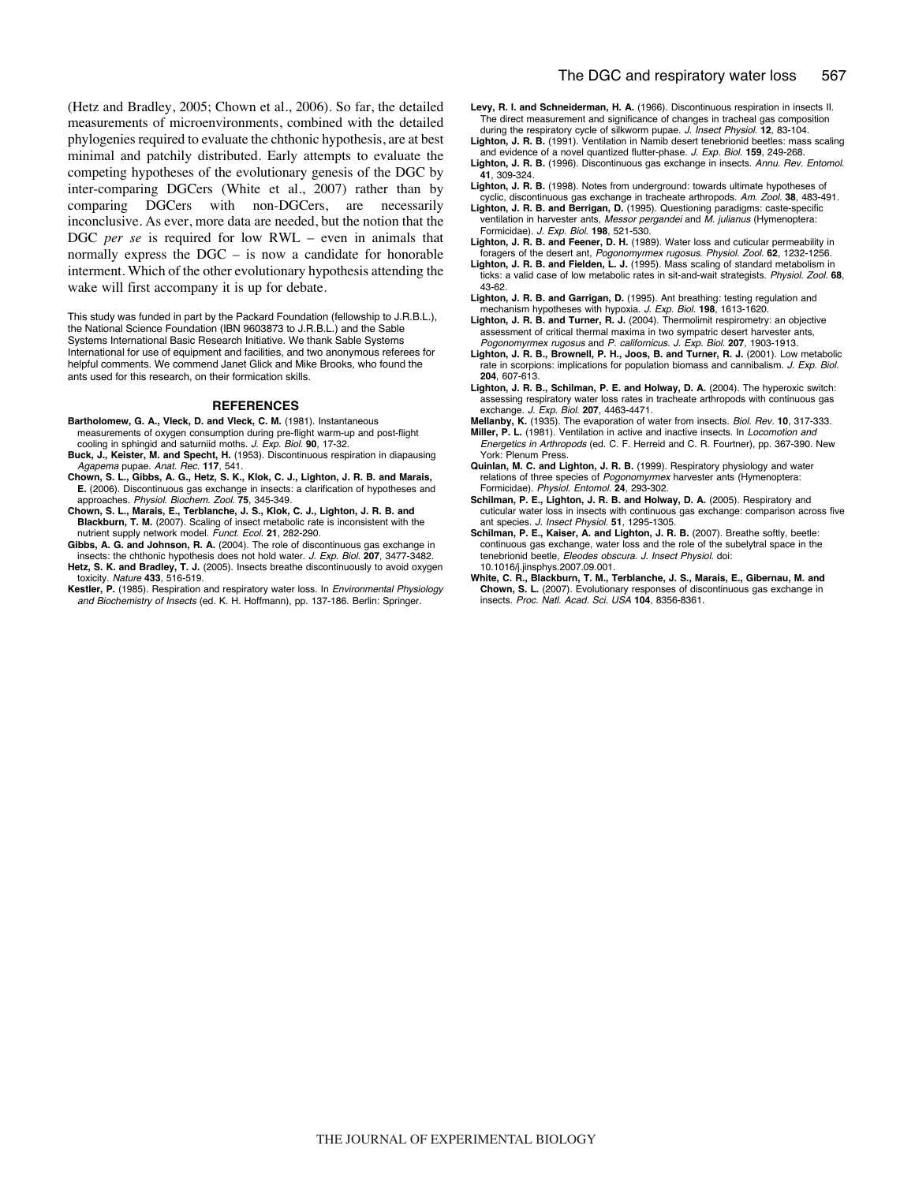(Hetz and Bradley, 2005; Chown et al., 2006). So far, the detailed measurements of microenvironments, combined with the detailed phylogenies required to evaluate the chthonic hypothesis, are at best minimal and patchily distributed. Early attempts to evaluate the competing hypotheses of the evolutionary genesis of the DGC by inter-comparing DGCers (White et al., 2007) rather than by comparing DGCers with non-DGCers, are necessarily inconclusive. As ever, more data are needed, but the notion that the DGC *per se* is required for low RWL – even in animals that normally express the DGC – is now a candidate for honorable interment. Which of the other evolutionary hypothesis attending the wake will first accompany it is up for debate.

This study was funded in part by the Packard Foundation (fellowship to J.R.B.L.), the National Science Foundation (IBN 9603873 to J.R.B.L.) and the Sable Systems International Basic Research Initiative. We thank Sable Systems International for use of equipment and facilities, and two anonymous referees for helpful comments. We commend Janet Glick and Mike Brooks, who found the ants used for this research, on their formication skills.

## REFERENCES

**Bartholomew, G. A., Vleck, D. and Vleck, C. M.** (1981). Instantaneous measurements of oxygen consumption during pre-flight warm-up and post-flight cooling in sphingid and saturniid moths. *J. Exp. Biol.* **90**, 17-32.

**Buck, J., Keister, M. and Specht, H.** (1953). Discontinuous respiration in diapausing *Agapema* pupae. *Anat. Rec.* **117**, 541.

**Chown, S. L., Gibbs, A. G., Hetz, S. K., Klok, C. J., Lighton, J. R. B. and Marais, E.** (2006). Discontinuous gas exchange in insects: a clarification of hypotheses and approaches. *Physiol. Biochem. Zool.* **75**, 345-349.

**Chown, S. L., Marais, E., Terblanche, J. S., Klok, C. J., Lighton, J. R. B. and Blackburn, T. M.** (2007). Scaling of insect metabolic rate is inconsistent with the nutrient supply network model. *Funct. Ecol.* **21**, 282-290.

**Gibbs, A. G. and Johnson, R. A.** (2004). The role of discontinuous gas exchange in insects: the chthonic hypothesis does not hold water. *J. Exp. Biol.* **207**, 3477-3482.

**Hetz, S. K. and Bradley, T. J.** (2005). Insects breathe discontinuously to avoid oxygen toxicity. *Nature* **433**, 516-519.

**Kestler, P.** (1985). Respiration and respiratory water loss. In *Environmental Physiology and Biochemistry of Insects* (ed. K. H. Hoffmann), pp. 137-186. Berlin: Springer.

**Levy, R. I. and Schneiderman, H. A.** (1966). Discontinuous respiration in insects II. The direct measurement and significance of changes in tracheal gas composition during the respiratory cycle of silkworm pupae. *J. Insect Physiol.* **12**, 83-104.

**Lighton, J. R. B.** (1991). Ventilation in Namib desert tenebrionid beetles: mass scaling and evidence of a novel quantized flutter-phase. *J. Exp. Biol.* **159**, 249-268.

**Lighton, J. R. B.** (1996). Discontinuous gas exchange in insects. *Annu. Rev. Entomol.* **41**, 309-324.

**Lighton, J. R. B.** (1998). Notes from underground: towards ultimate hypotheses of cyclic, discontinuous gas exchange in tracheate arthropods. *Am. Zool.* **38**, 483-491.

**Lighton, J. R. B. and Berrigan, D.** (1995). Questioning paradigms: caste-specific ventilation in harvester ants, *Messor pergandei* and *M. julianus* (Hymenoptera: Formicidae). *J. Exp. Biol.* **198**, 521-530.

**Lighton, J. R. B. and Feener, D. H.** (1989). Water loss and cuticular permeability in foragers of the desert ant, *Pogonomyrmex rugosus*. *Physiol. Zool.* **62**, 1232-1256.

**Lighton, J. R. B. and Fielden, L. J.** (1995). Mass scaling of standard metabolism in ticks: a valid case of low metabolic rates in sit-and-wait strategists. *Physiol. Zool.* **68**, 43-62.

**Lighton, J. R. B. and Garrigan, D.** (1995). Ant breathing: testing regulation and mechanism hypotheses with hypoxia. *J. Exp. Biol.* **198**, 1613-1620.

**Lighton, J. R. B. and Turner, R. J.** (2004). Thermolimit respirometry: an objective assessment of critical thermal maxima in two sympatric desert harvester ants, *Pogonomyrmex rugosus* and *P. californicus*. *J. Exp. Biol.* **207**, 1903-1913.

**Lighton, J. R. B., Brownell, P. H., Joos, B. and Turner, R. J.** (2001). Low metabolic rate in scorpions: implications for population biomass and cannibalism. *J. Exp. Biol.* **204**, 607-613.

**Lighton, J. R. B., Schilman, P. E. and Holway, D. A.** (2004). The hyperoxic switch: assessing respiratory water loss rates in tracheate arthropods with continuous gas exchange. *J. Exp. Biol.* **207**, 4463-4471.

**Mellanby, K.** (1935). The evaporation of water from insects. *Biol. Rev.* **10**, 317-333.

**Miller, P. L.** (1981). Ventilation in active and inactive insects. In *Locomotion and Energetics in Arthropods* (ed. C. F. Herreid and C. R. Fourtner), pp. 367-390. New York: Plenum Press.

**Quinlan, M. C. and Lighton, J. R. B.** (1999). Respiratory physiology and water relations of three species of *Pogonomyrmex* harvester ants (Hymenoptera: Formicidae). *Physiol. Entomol.* **24**, 293-302.

**Schilman, P. E., Lighton, J. R. B. and Holway, D. A.** (2005). Respiratory and cuticular water loss in insects with continuous gas exchange: comparison across five ant species. *J. Insect Physiol.* **51**, 1295-1305.

**Schilman, P. E., Kaiser, A. and Lighton, J. R. B.** (2007). Breathe softly, beetle: continuous gas exchange, water loss and the role of the subelytral space in the tenebrionid beetle, *Eleodes obscura*. *J. Insect Physiol.* doi: 10.1016/j.jinsphys.2007.09.001.

**White, C. R., Blackburn, T. M., Terblanche, J. S., Marais, E., Gibernau, M. and Chown, S. L.** (2007). Evolutionary responses of discontinuous gas exchange in insects. *Proc. Natl. Acad. Sci. USA* **104**, 8356-8361.